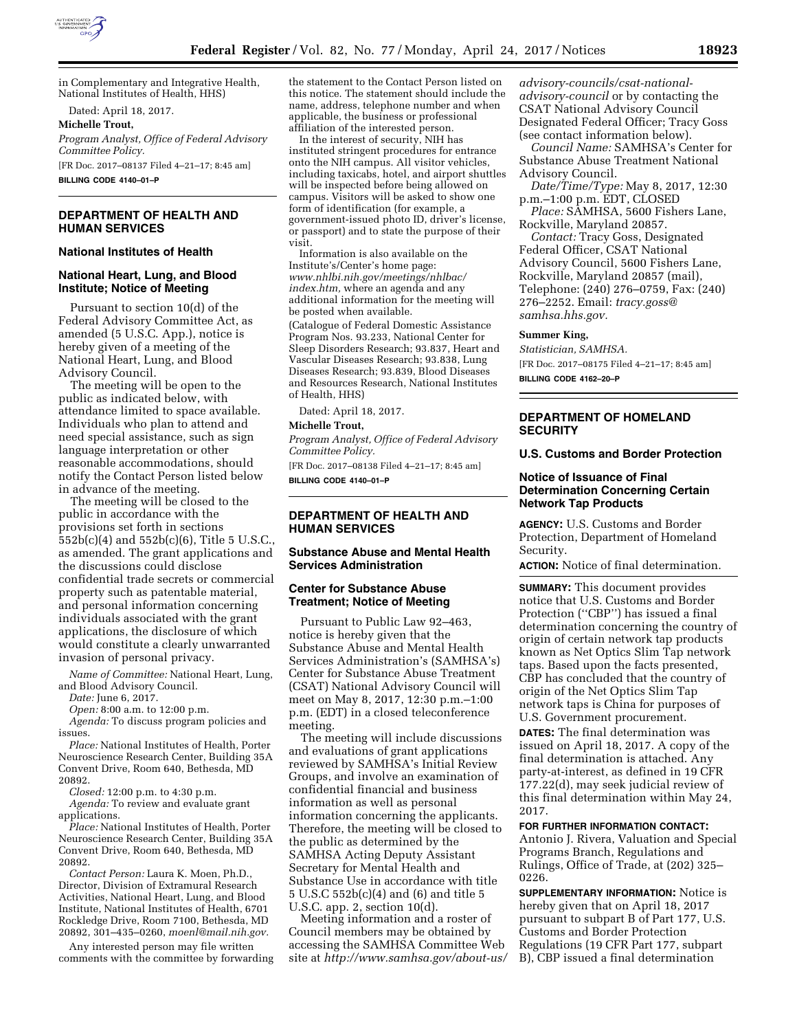in Complementary and Integrative Health, National Institutes of Health, HHS)

Dated: April 18, 2017.

**Michelle Trout,**

*Program Analyst, Office of Federal Advisory Committee Policy.*

[FR Doc. 2017–08137 Filed 4–21–17; 8:45 am]

**BILLING CODE 4140–01–P**

## DEPARTMENT OF HEALTH AND HUMAN SERVICES

### National Institutes of Health

### National Heart, Lung, and Blood Institute; Notice of Meeting

Pursuant to section 10(d) of the Federal Advisory Committee Act, as amended (5 U.S.C. App.), notice is hereby given of a meeting of the National Heart, Lung, and Blood Advisory Council.

The meeting will be open to the public as indicated below, with attendance limited to space available. Individuals who plan to attend and need special assistance, such as sign language interpretation or other reasonable accommodations, should notify the Contact Person listed below in advance of the meeting.

The meeting will be closed to the public in accordance with the provisions set forth in sections 552b(c)(4) and 552b(c)(6), Title 5 U.S.C., as amended. The grant applications and the discussions could disclose confidential trade secrets or commercial property such as patentable material, and personal information concerning individuals associated with the grant applications, the disclosure of which would constitute a clearly unwarranted invasion of personal privacy.

*Name of Committee:* National Heart, Lung, and Blood Advisory Council.

*Date:* June 6, 2017.

*Open:* 8:00 a.m. to 12:00 p.m.

*Agenda:* To discuss program policies and issues.

*Place:* National Institutes of Health, Porter Neuroscience Research Center, Building 35A Convent Drive, Room 640, Bethesda, MD 20892.

*Closed:* 12:00 p.m. to 4:30 p.m.

*Agenda:* To review and evaluate grant applications.

*Place:* National Institutes of Health, Porter Neuroscience Research Center, Building 35A Convent Drive, Room 640, Bethesda, MD 20892.

*Contact Person:* Laura K. Moen, Ph.D., Director, Division of Extramural Research Activities, National Heart, Lung, and Blood Institute, National Institutes of Health, 6701 Rockledge Drive, Room 7100, Bethesda, MD 20892, 301–435–0260, *moenl@mail.nih.gov.*

Any interested person may file written comments with the committee by forwarding the statement to the Contact Person listed on this notice. The statement should include the name, address, telephone number and when applicable, the business or professional affiliation of the interested person.

In the interest of security, NIH has instituted stringent procedures for entrance onto the NIH campus. All visitor vehicles, including taxicabs, hotel, and airport shuttles will be inspected before being allowed on campus. Visitors will be asked to show one form of identification (for example, a government-issued photo ID, driver's license, or passport) and to state the purpose of their visit.

Information is also available on the Institute's/Center's home page: *www.nhlbi.nih.gov/meetings/nhlbac/index.htm,* where an agenda and any additional information for the meeting will be posted when available.

(Catalogue of Federal Domestic Assistance Program Nos. 93.233, National Center for Sleep Disorders Research; 93.837, Heart and Vascular Diseases Research; 93.838, Lung Diseases Research; 93.839, Blood Diseases and Resources Research, National Institutes of Health, HHS)

Dated: April 18, 2017.

**Michelle Trout,**

*Program Analyst, Office of Federal Advisory Committee Policy.*

[FR Doc. 2017–08138 Filed 4–21–17; 8:45 am]

**BILLING CODE 4140–01–P**

## DEPARTMENT OF HEALTH AND HUMAN SERVICES

### Substance Abuse and Mental Health Services Administration

### Center for Substance Abuse Treatment; Notice of Meeting

Pursuant to Public Law 92–463, notice is hereby given that the Substance Abuse and Mental Health Services Administration's (SAMHSA's) Center for Substance Abuse Treatment (CSAT) National Advisory Council will meet on May 8, 2017, 12:30 p.m.–1:00 p.m. (EDT) in a closed teleconference meeting.

The meeting will include discussions and evaluations of grant applications reviewed by SAMHSA's Initial Review Groups, and involve an examination of confidential financial and business information as well as personal information concerning the applicants. Therefore, the meeting will be closed to the public as determined by the SAMHSA Acting Deputy Assistant Secretary for Mental Health and Substance Use in accordance with title 5 U.S.C 552b(c)(4) and (6) and title 5 U.S.C. app. 2, section 10(d).

Meeting information and a roster of Council members may be obtained by accessing the SAMHSA Committee Web site at *http://www.samhsa.gov/about-us/advisory-councils/csat-national-advisory-council* or by contacting the CSAT National Advisory Council Designated Federal Officer; Tracy Goss (see contact information below).

*Council Name:* SAMHSA's Center for Substance Abuse Treatment National Advisory Council.

*Date/Time/Type:* May 8, 2017, 12:30 p.m.–1:00 p.m. EDT, CLOSED

*Place:* SAMHSA, 5600 Fishers Lane, Rockville, Maryland 20857.

*Contact:* Tracy Goss, Designated Federal Officer, CSAT National Advisory Council, 5600 Fishers Lane, Rockville, Maryland 20857 (mail), Telephone: (240) 276–0759, Fax: (240) 276–2252. Email: *tracy.goss@samhsa.hhs.gov.*

**Summer King,**

*Statistician, SAMHSA.*

[FR Doc. 2017–08175 Filed 4–21–17; 8:45 am]

**BILLING CODE 4162–20–P**

## DEPARTMENT OF HOMELAND SECURITY

### U.S. Customs and Border Protection

### Notice of Issuance of Final Determination Concerning Certain Network Tap Products

**AGENCY:** U.S. Customs and Border Protection, Department of Homeland Security.

**ACTION:** Notice of final determination.

**SUMMARY:** This document provides notice that U.S. Customs and Border Protection (''CBP'') has issued a final determination concerning the country of origin of certain network tap products known as Net Optics Slim Tap network taps. Based upon the facts presented, CBP has concluded that the country of origin of the Net Optics Slim Tap network taps is China for purposes of U.S. Government procurement.

**DATES:** The final determination was issued on April 18, 2017. A copy of the final determination is attached. Any party-at-interest, as defined in 19 CFR 177.22(d), may seek judicial review of this final determination within May 24, 2017.

**FOR FURTHER INFORMATION CONTACT:** Antonio J. Rivera, Valuation and Special Programs Branch, Regulations and Rulings, Office of Trade, at (202) 325–0226.

**SUPPLEMENTARY INFORMATION:** Notice is hereby given that on April 18, 2017 pursuant to subpart B of Part 177, U.S. Customs and Border Protection Regulations (19 CFR Part 177, subpart B), CBP issued a final determination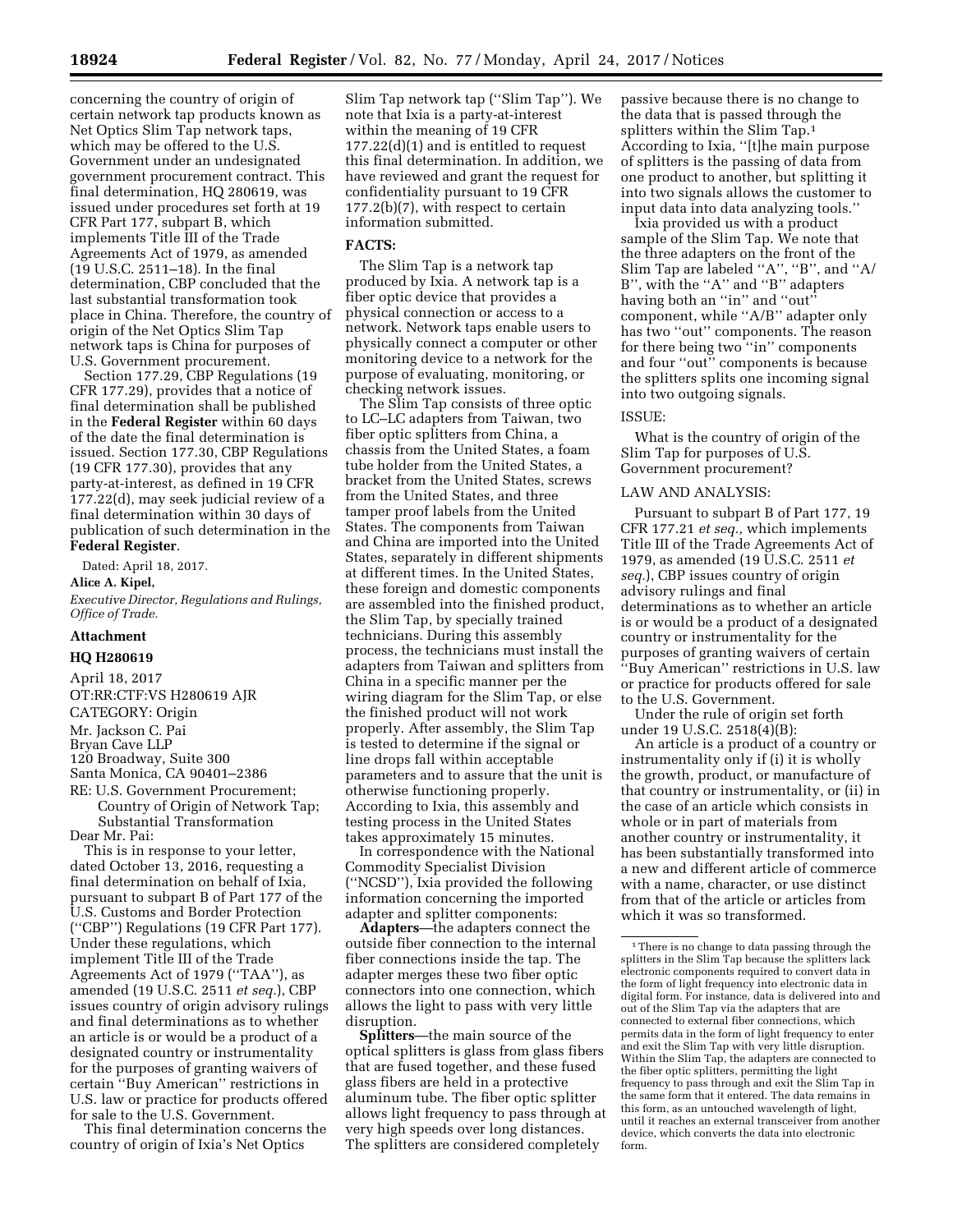concerning the country of origin of certain network tap products known as Net Optics Slim Tap network taps, which may be offered to the U.S. Government under an undesignated government procurement contract. This final determination, HQ 280619, was issued under procedures set forth at 19 CFR Part 177, subpart B, which implements Title III of the Trade Agreements Act of 1979, as amended (19 U.S.C. 2511–18). In the final determination, CBP concluded that the last substantial transformation took place in China. Therefore, the country of origin of the Net Optics Slim Tap network taps is China for purposes of U.S. Government procurement.

Section 177.29, CBP Regulations (19 CFR 177.29), provides that a notice of final determination shall be published in the **Federal Register** within 60 days of the date the final determination is issued. Section 177.30, CBP Regulations (19 CFR 177.30), provides that any party-at-interest, as defined in 19 CFR 177.22(d), may seek judicial review of a final determination within 30 days of publication of such determination in the **Federal Register**.

Dated: April 18, 2017.

**Alice A. Kipel,**

*Executive Director, Regulations and Rulings, Office of Trade.*

**Attachment**

**HQ H280619**

April 18, 2017

OT:RR:CTF:VS H280619 AJR

CATEGORY: Origin

Mr. Jackson C. Pai
Bryan Cave LLP
120 Broadway, Suite 300
Santa Monica, CA 90401–2386

RE: U.S. Government Procurement; Country of Origin of Network Tap; Substantial Transformation

Dear Mr. Pai:

This is in response to your letter, dated October 13, 2016, requesting a final determination on behalf of Ixia, pursuant to subpart B of Part 177 of the U.S. Customs and Border Protection (''CBP'') Regulations (19 CFR Part 177). Under these regulations, which implement Title III of the Trade Agreements Act of 1979 (''TAA''), as amended (19 U.S.C. 2511 *et seq.*), CBP issues country of origin advisory rulings and final determinations as to whether an article is or would be a product of a designated country or instrumentality for the purposes of granting waivers of certain ''Buy American'' restrictions in U.S. law or practice for products offered for sale to the U.S. Government.

This final determination concerns the country of origin of Ixia's Net Optics Slim Tap network tap (''Slim Tap''). We note that Ixia is a party-at-interest within the meaning of 19 CFR 177.22(d)(1) and is entitled to request this final determination. In addition, we have reviewed and grant the request for confidentiality pursuant to 19 CFR 177.2(b)(7), with respect to certain information submitted.

**FACTS:**

The Slim Tap is a network tap produced by Ixia. A network tap is a fiber optic device that provides a physical connection or access to a network. Network taps enable users to physically connect a computer or other monitoring device to a network for the purpose of evaluating, monitoring, or checking network issues.

The Slim Tap consists of three optic to LC–LC adapters from Taiwan, two fiber optic splitters from China, a chassis from the United States, a foam tube holder from the United States, a bracket from the United States, screws from the United States, and three tamper proof labels from the United States. The components from Taiwan and China are imported into the United States, separately in different shipments at different times. In the United States, these foreign and domestic components are assembled into the finished product, the Slim Tap, by specially trained technicians. During this assembly process, the technicians must install the adapters from Taiwan and splitters from China in a specific manner per the wiring diagram for the Slim Tap, or else the finished product will not work properly. After assembly, the Slim Tap is tested to determine if the signal or line drops fall within acceptable parameters and to assure that the unit is otherwise functioning properly. According to Ixia, this assembly and testing process in the United States takes approximately 15 minutes.

In correspondence with the National Commodity Specialist Division (''NCSD''), Ixia provided the following information concerning the imported adapter and splitter components:

**Adapters**—the adapters connect the outside fiber connection to the internal fiber connections inside the tap. The adapter merges these two fiber optic connectors into one connection, which allows the light to pass with very little disruption.

**Splitters**—the main source of the optical splitters is glass from glass fibers that are fused together, and these fused glass fibers are held in a protective aluminum tube. The fiber optic splitter allows light frequency to pass through at very high speeds over long distances. The splitters are considered completely passive because there is no change to the data that is passed through the splitters within the Slim Tap.[1] According to Ixia, ''[t]he main purpose of splitters is the passing of data from one product to another, but splitting it into two signals allows the customer to input data into data analyzing tools.''

Ixia provided us with a product sample of the Slim Tap. We note that the three adapters on the front of the Slim Tap are labeled ''A'', ''B'', and ''A/B'', with the ''A'' and ''B'' adapters having both an ''in'' and ''out'' component, while ''A/B'' adapter only has two ''out'' components. The reason for there being two ''in'' components and four ''out'' components is because the splitters splits one incoming signal into two outgoing signals.

ISSUE:

What is the country of origin of the Slim Tap for purposes of U.S. Government procurement?

LAW AND ANALYSIS:

Pursuant to subpart B of Part 177, 19 CFR 177.21 *et seq.,* which implements Title III of the Trade Agreements Act of 1979, as amended (19 U.S.C. 2511 *et seq.*), CBP issues country of origin advisory rulings and final determinations as to whether an article is or would be a product of a designated country or instrumentality for the purposes of granting waivers of certain ''Buy American'' restrictions in U.S. law or practice for products offered for sale to the U.S. Government.

Under the rule of origin set forth under 19 U.S.C. 2518(4)(B):

An article is a product of a country or instrumentality only if (i) it is wholly the growth, product, or manufacture of that country or instrumentality, or (ii) in the case of an article which consists in whole or in part of materials from another country or instrumentality, it has been substantially transformed into a new and different article of commerce with a name, character, or use distinct from that of the article or articles from which it was so transformed.

[1] There is no change to data passing through the splitters in the Slim Tap because the splitters lack electronic components required to convert data in the form of light frequency into electronic data in digital form. For instance, data is delivered into and out of the Slim Tap via the adapters that are connected to external fiber connections, which permits data in the form of light frequency to enter and exit the Slim Tap with very little disruption. Within the Slim Tap, the adapters are connected to the fiber optic splitters, permitting the light frequency to pass through and exit the Slim Tap in the same form that it entered. The data remains in this form, as an untouched wavelength of light, until it reaches an external transceiver from another device, which converts the data into electronic form.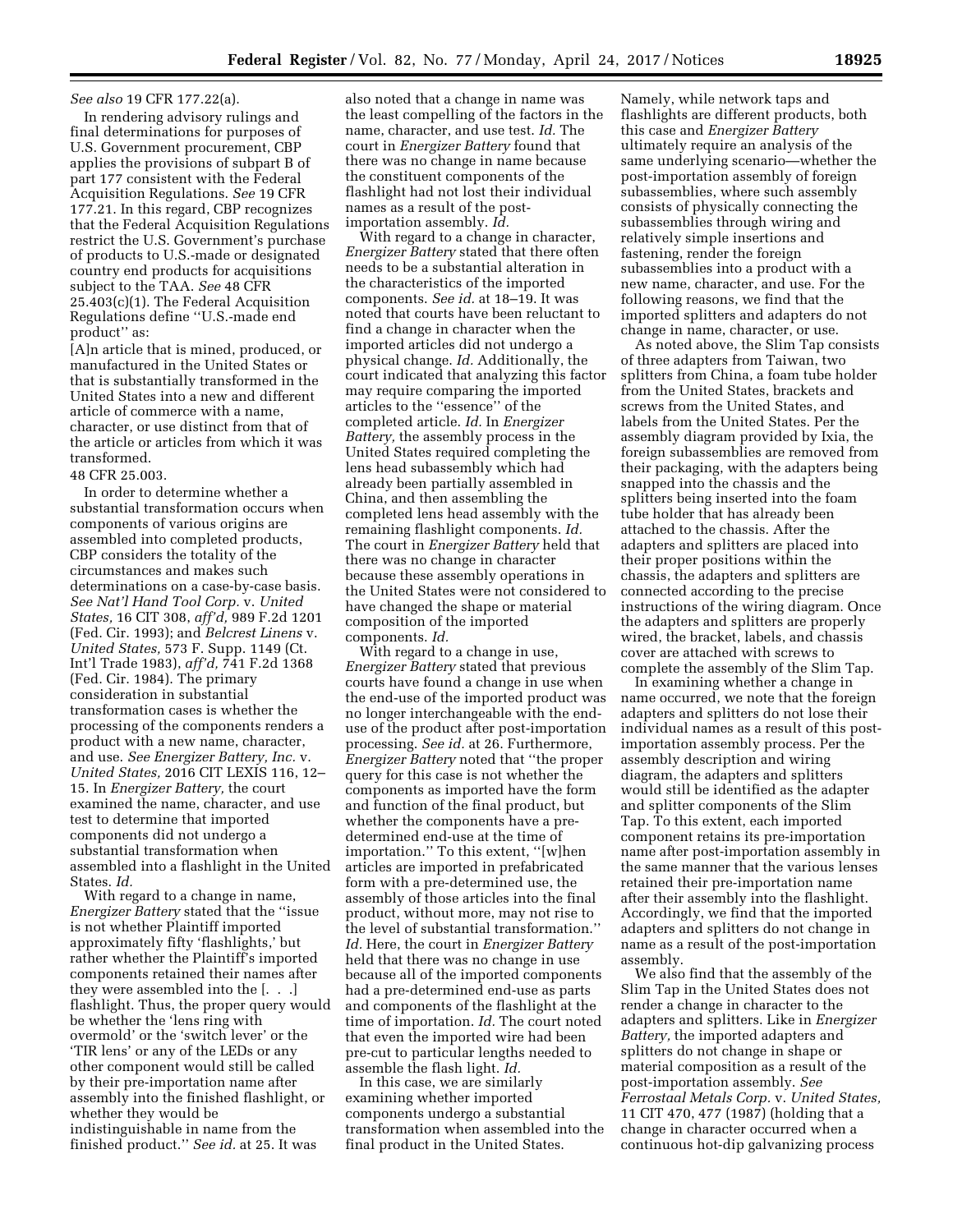*See also* 19 CFR 177.22(a).

In rendering advisory rulings and final determinations for purposes of U.S. Government procurement, CBP applies the provisions of subpart B of part 177 consistent with the Federal Acquisition Regulations. *See* 19 CFR 177.21. In this regard, CBP recognizes that the Federal Acquisition Regulations restrict the U.S. Government's purchase of products to U.S.-made or designated country end products for acquisitions subject to the TAA. *See* 48 CFR 25.403(c)(1). The Federal Acquisition Regulations define ''U.S.-made end product'' as:

[A]n article that is mined, produced, or manufactured in the United States or that is substantially transformed in the United States into a new and different article of commerce with a name, character, or use distinct from that of the article or articles from which it was transformed.

48 CFR 25.003.

In order to determine whether a substantial transformation occurs when components of various origins are assembled into completed products, CBP considers the totality of the circumstances and makes such determinations on a case-by-case basis. *See Nat'l Hand Tool Corp.* v. *United States,* 16 CIT 308, *aff'd,* 989 F.2d 1201 (Fed. Cir. 1993); and *Belcrest Linens* v. *United States,* 573 F. Supp. 1149 (Ct. Int'l Trade 1983), *aff'd,* 741 F.2d 1368 (Fed. Cir. 1984). The primary consideration in substantial transformation cases is whether the processing of the components renders a product with a new name, character, and use. *See Energizer Battery, Inc.* v. *United States,* 2016 CIT LEXIS 116, 12–15. In *Energizer Battery,* the court examined the name, character, and use test to determine that imported components did not undergo a substantial transformation when assembled into a flashlight in the United States. *Id.*

With regard to a change in name, *Energizer Battery* stated that the ''issue is not whether Plaintiff imported approximately fifty 'flashlights,' but rather whether the Plaintiff's imported components retained their names after they were assembled into the [. . .] flashlight. Thus, the proper query would be whether the 'lens ring with overmold' or the 'switch lever' or the 'TIR lens' or any of the LEDs or any other component would still be called by their pre-importation name after assembly into the finished flashlight, or whether they would be indistinguishable in name from the finished product.'' *See id.* at 25. It was also noted that a change in name was the least compelling of the factors in the name, character, and use test. *Id.* The court in *Energizer Battery* found that there was no change in name because the constituent components of the flashlight had not lost their individual names as a result of the post-importation assembly. *Id.*

With regard to a change in character, *Energizer Battery* stated that there often needs to be a substantial alteration in the characteristics of the imported components. *See id.* at 18–19. It was noted that courts have been reluctant to find a change in character when the imported articles did not undergo a physical change. *Id.* Additionally, the court indicated that analyzing this factor may require comparing the imported articles to the ''essence'' of the completed article. *Id.* In *Energizer Battery,* the assembly process in the United States required completing the lens head subassembly which had already been partially assembled in China, and then assembling the completed lens head assembly with the remaining flashlight components. *Id.* The court in *Energizer Battery* held that there was no change in character because these assembly operations in the United States were not considered to have changed the shape or material composition of the imported components. *Id.*

With regard to a change in use, *Energizer Battery* stated that previous courts have found a change in use when the end-use of the imported product was no longer interchangeable with the end-use of the product after post-importation processing. *See id.* at 26. Furthermore, *Energizer Battery* noted that ''the proper query for this case is not whether the components as imported have the form and function of the final product, but whether the components have a pre-determined end-use at the time of importation.'' To this extent, ''[w]hen articles are imported in prefabricated form with a pre-determined use, the assembly of those articles into the final product, without more, may not rise to the level of substantial transformation.'' *Id.* Here, the court in *Energizer Battery* held that there was no change in use because all of the imported components had a pre-determined end-use as parts and components of the flashlight at the time of importation. *Id.* The court noted that even the imported wire had been pre-cut to particular lengths needed to assemble the flash light. *Id.*

In this case, we are similarly examining whether imported components undergo a substantial transformation when assembled into the final product in the United States. Namely, while network taps and flashlights are different products, both this case and *Energizer Battery* ultimately require an analysis of the same underlying scenario—whether the post-importation assembly of foreign subassemblies, where such assembly consists of physically connecting the subassemblies through wiring and relatively simple insertions and fastening, render the foreign subassemblies into a product with a new name, character, and use. For the following reasons, we find that the imported splitters and adapters do not change in name, character, or use.

As noted above, the Slim Tap consists of three adapters from Taiwan, two splitters from China, a foam tube holder from the United States, brackets and screws from the United States, and labels from the United States. Per the assembly diagram provided by Ixia, the foreign subassemblies are removed from their packaging, with the adapters being snapped into the chassis and the splitters being inserted into the foam tube holder that has already been attached to the chassis. After the adapters and splitters are placed into their proper positions within the chassis, the adapters and splitters are connected according to the precise instructions of the wiring diagram. Once the adapters and splitters are properly wired, the bracket, labels, and chassis cover are attached with screws to complete the assembly of the Slim Tap.

In examining whether a change in name occurred, we note that the foreign adapters and splitters do not lose their individual names as a result of this post-importation assembly process. Per the assembly description and wiring diagram, the adapters and splitters would still be identified as the adapter and splitter components of the Slim Tap. To this extent, each imported component retains its pre-importation name after post-importation assembly in the same manner that the various lenses retained their pre-importation name after their assembly into the flashlight. Accordingly, we find that the imported adapters and splitters do not change in name as a result of the post-importation assembly.

We also find that the assembly of the Slim Tap in the United States does not render a change in character to the adapters and splitters. Like in *Energizer Battery,* the imported adapters and splitters do not change in shape or material composition as a result of the post-importation assembly. *See Ferrostaal Metals Corp.* v. *United States,* 11 CIT 470, 477 (1987) (holding that a change in character occurred when a continuous hot-dip galvanizing process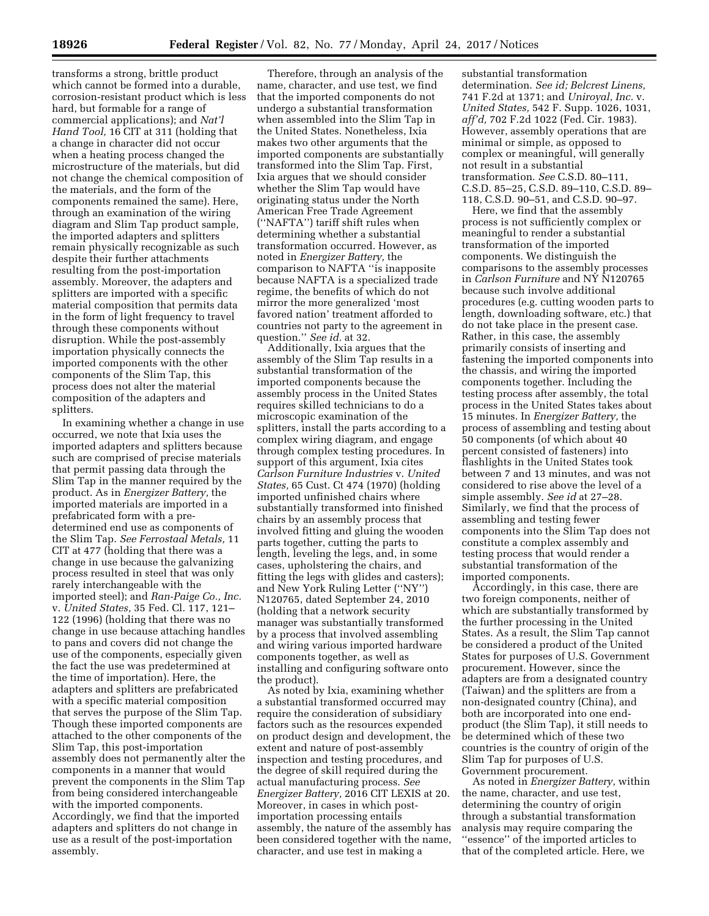transforms a strong, brittle product which cannot be formed into a durable, corrosion-resistant product which is less hard, but formable for a range of commercial applications); and *Nat'l Hand Tool,* 16 CIT at 311 (holding that a change in character did not occur when a heating process changed the microstructure of the materials, but did not change the chemical composition of the materials, and the form of the components remained the same). Here, through an examination of the wiring diagram and Slim Tap product sample, the imported adapters and splitters remain physically recognizable as such despite their further attachments resulting from the post-importation assembly. Moreover, the adapters and splitters are imported with a specific material composition that permits data in the form of light frequency to travel through these components without disruption. While the post-assembly importation physically connects the imported components with the other components of the Slim Tap, this process does not alter the material composition of the adapters and splitters.

In examining whether a change in use occurred, we note that Ixia uses the imported adapters and splitters because such are comprised of precise materials that permit passing data through the Slim Tap in the manner required by the product. As in *Energizer Battery,* the imported materials are imported in a prefabricated form with a pre-determined end use as components of the Slim Tap. *See Ferrostaal Metals,* 11 CIT at 477 (holding that there was a change in use because the galvanizing process resulted in steel that was only rarely interchangeable with the imported steel); and *Ran-Paige Co., Inc.* v. *United States,* 35 Fed. Cl. 117, 121–122 (1996) (holding that there was no change in use because attaching handles to pans and covers did not change the use of the components, especially given the fact the use was predetermined at the time of importation). Here, the adapters and splitters are prefabricated with a specific material composition that serves the purpose of the Slim Tap. Though these imported components are attached to the other components of the Slim Tap, this post-importation assembly does not permanently alter the components in a manner that would prevent the components in the Slim Tap from being considered interchangeable with the imported components. Accordingly, we find that the imported adapters and splitters do not change in use as a result of the post-importation assembly.

Therefore, through an analysis of the name, character, and use test, we find that the imported components do not undergo a substantial transformation when assembled into the Slim Tap in the United States. Nonetheless, Ixia makes two other arguments that the imported components are substantially transformed into the Slim Tap. First, Ixia argues that we should consider whether the Slim Tap would have originating status under the North American Free Trade Agreement (''NAFTA'') tariff shift rules when determining whether a substantial transformation occurred. However, as noted in *Energizer Battery,* the comparison to NAFTA ''is inapposite because NAFTA is a specialized trade regime, the benefits of which do not mirror the more generalized 'most favored nation' treatment afforded to countries not party to the agreement in question.'' *See id.* at 32.

Additionally, Ixia argues that the assembly of the Slim Tap results in a substantial transformation of the imported components because the assembly process in the United States requires skilled technicians to do a microscopic examination of the splitters, install the parts according to a complex wiring diagram, and engage through complex testing procedures. In support of this argument, Ixia cites *Carlson Furniture Industries* v. *United States,* 65 Cust. Ct 474 (1970) (holding imported unfinished chairs where substantially transformed into finished chairs by an assembly process that involved fitting and gluing the wooden parts together, cutting the parts to length, leveling the legs, and, in some cases, upholstering the chairs, and fitting the legs with glides and casters); and New York Ruling Letter (''NY'') N120765, dated September 24, 2010 (holding that a network security manager was substantially transformed by a process that involved assembling and wiring various imported hardware components together, as well as installing and configuring software onto the product).

As noted by Ixia, examining whether a substantial transformed occurred may require the consideration of subsidiary factors such as the resources expended on product design and development, the extent and nature of post-assembly inspection and testing procedures, and the degree of skill required during the actual manufacturing process. *See Energizer Battery,* 2016 CIT LEXIS at 20. Moreover, in cases in which post-importation processing entails assembly, the nature of the assembly has been considered together with the name, character, and use test in making a substantial transformation determination. *See id; Belcrest Linens,* 741 F.2d at 1371; and *Uniroyal, Inc.* v. *United States,* 542 F. Supp. 1026, 1031, *aff'd,* 702 F.2d 1022 (Fed. Cir. 1983). However, assembly operations that are minimal or simple, as opposed to complex or meaningful, will generally not result in a substantial transformation. *See* C.S.D. 80–111, C.S.D. 85–25, C.S.D. 89–110, C.S.D. 89–118, C.S.D. 90–51, and C.S.D. 90–97.

Here, we find that the assembly process is not sufficiently complex or meaningful to render a substantial transformation of the imported components. We distinguish the comparisons to the assembly processes in *Carlson Furniture* and NY N120765 because such involve additional procedures (e.g. cutting wooden parts to length, downloading software, etc.) that do not take place in the present case. Rather, in this case, the assembly primarily consists of inserting and fastening the imported components into the chassis, and wiring the imported components together. Including the testing process after assembly, the total process in the United States takes about 15 minutes. In *Energizer Battery,* the process of assembling and testing about 50 components (of which about 40 percent consisted of fasteners) into flashlights in the United States took between 7 and 13 minutes, and was not considered to rise above the level of a simple assembly. *See id* at 27–28. Similarly, we find that the process of assembling and testing fewer components into the Slim Tap does not constitute a complex assembly and testing process that would render a substantial transformation of the imported components.

Accordingly, in this case, there are two foreign components, neither of which are substantially transformed by the further processing in the United States. As a result, the Slim Tap cannot be considered a product of the United States for purposes of U.S. Government procurement. However, since the adapters are from a designated country (Taiwan) and the splitters are from a non-designated country (China), and both are incorporated into one end-product (the Slim Tap), it still needs to be determined which of these two countries is the country of origin of the Slim Tap for purposes of U.S. Government procurement.

As noted in *Energizer Battery,* within the name, character, and use test, determining the country of origin through a substantial transformation analysis may require comparing the ''essence'' of the imported articles to that of the completed article. Here, we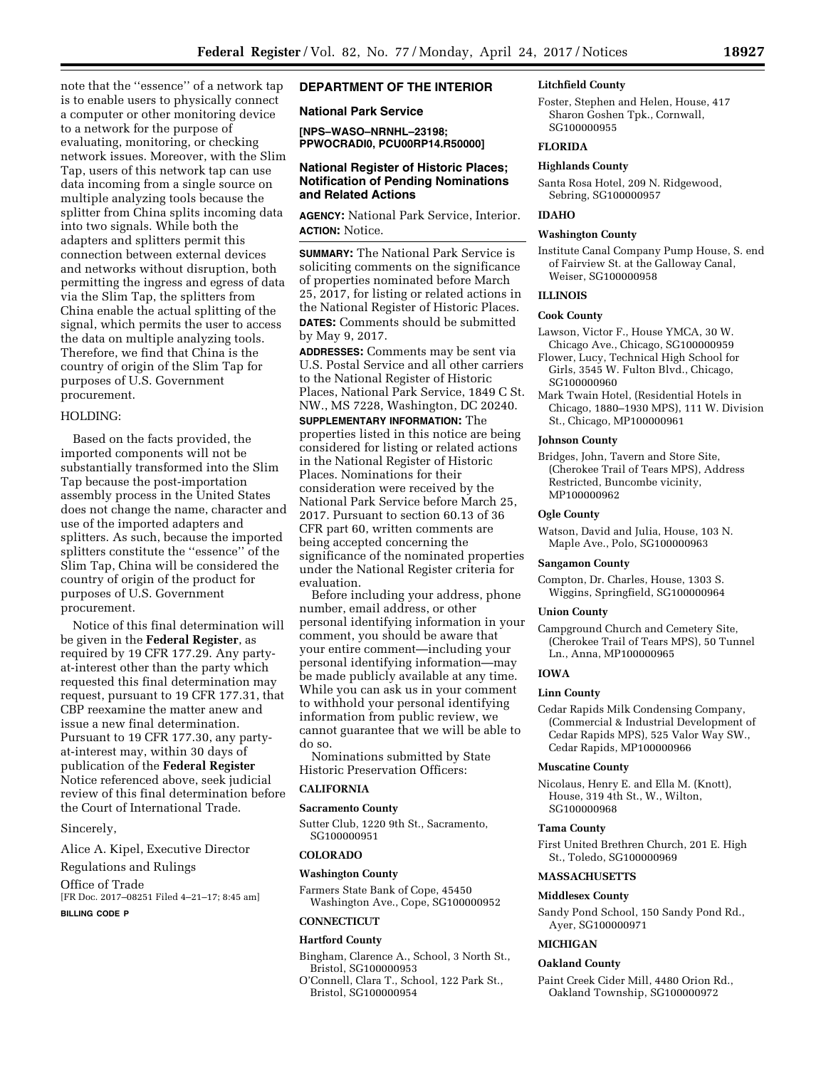note that the ''essence'' of a network tap is to enable users to physically connect a computer or other monitoring device to a network for the purpose of evaluating, monitoring, or checking network issues. Moreover, with the Slim Tap, users of this network tap can use data incoming from a single source on multiple analyzing tools because the splitter from China splits incoming data into two signals. While both the adapters and splitters permit this connection between external devices and networks without disruption, both permitting the ingress and egress of data via the Slim Tap, the splitters from China enable the actual splitting of the signal, which permits the user to access the data on multiple analyzing tools. Therefore, we find that China is the country of origin of the Slim Tap for purposes of U.S. Government procurement.

HOLDING:

Based on the facts provided, the imported components will not be substantially transformed into the Slim Tap because the post-importation assembly process in the United States does not change the name, character and use of the imported adapters and splitters. As such, because the imported splitters constitute the ''essence'' of the Slim Tap, China will be considered the country of origin of the product for purposes of U.S. Government procurement.

Notice of this final determination will be given in the **Federal Register**, as required by 19 CFR 177.29. Any party-at-interest other than the party which requested this final determination may request, pursuant to 19 CFR 177.31, that CBP reexamine the matter anew and issue a new final determination. Pursuant to 19 CFR 177.30, any party-at-interest may, within 30 days of publication of the **Federal Register** Notice referenced above, seek judicial review of this final determination before the Court of International Trade.

Sincerely,

Alice A. Kipel, Executive Director

Regulations and Rulings

Office of Trade

[FR Doc. 2017–08251 Filed 4–21–17; 8:45 am]

**BILLING CODE P**

## DEPARTMENT OF THE INTERIOR

### National Park Service

**[NPS–WASO–NRNHL–23198; PPWOCRADI0, PCU00RP14.R50000]**

### National Register of Historic Places; Notification of Pending Nominations and Related Actions

**AGENCY:** National Park Service, Interior.

**ACTION:** Notice.

**SUMMARY:** The National Park Service is soliciting comments on the significance of properties nominated before March 25, 2017, for listing or related actions in the National Register of Historic Places.

**DATES:** Comments should be submitted by May 9, 2017.

**ADDRESSES:** Comments may be sent via U.S. Postal Service and all other carriers to the National Register of Historic Places, National Park Service, 1849 C St. NW., MS 7228, Washington, DC 20240.

**SUPPLEMENTARY INFORMATION:** The properties listed in this notice are being considered for listing or related actions in the National Register of Historic Places. Nominations for their consideration were received by the National Park Service before March 25, 2017. Pursuant to section 60.13 of 36 CFR part 60, written comments are being accepted concerning the significance of the nominated properties under the National Register criteria for evaluation.

Before including your address, phone number, email address, or other personal identifying information in your comment, you should be aware that your entire comment—including your personal identifying information—may be made publicly available at any time. While you can ask us in your comment to withhold your personal identifying information from public review, we cannot guarantee that we will be able to do so.

Nominations submitted by State Historic Preservation Officers:

**CALIFORNIA**

**Sacramento County**

Sutter Club, 1220 9th St., Sacramento, SG100000951

**COLORADO**

**Washington County**

Farmers State Bank of Cope, 45450 Washington Ave., Cope, SG100000952

**CONNECTICUT**

**Hartford County**

Bingham, Clarence A., School, 3 North St., Bristol, SG100000953

O'Connell, Clara T., School, 122 Park St., Bristol, SG100000954

**Litchfield County**

Foster, Stephen and Helen, House, 417 Sharon Goshen Tpk., Cornwall, SG100000955

**FLORIDA**

**Highlands County**

Santa Rosa Hotel, 209 N. Ridgewood, Sebring, SG100000957

**IDAHO**

**Washington County**

Institute Canal Company Pump House, S. end of Fairview St. at the Galloway Canal, Weiser, SG100000958

**ILLINOIS**

**Cook County**

Lawson, Victor F., House YMCA, 30 W. Chicago Ave., Chicago, SG100000959

Flower, Lucy, Technical High School for Girls, 3545 W. Fulton Blvd., Chicago, SG100000960

Mark Twain Hotel, (Residential Hotels in Chicago, 1880–1930 MPS), 111 W. Division St., Chicago, MP100000961

**Johnson County**

Bridges, John, Tavern and Store Site, (Cherokee Trail of Tears MPS), Address Restricted, Buncombe vicinity, MP100000962

**Ogle County**

Watson, David and Julia, House, 103 N. Maple Ave., Polo, SG100000963

**Sangamon County**

Compton, Dr. Charles, House, 1303 S. Wiggins, Springfield, SG100000964

**Union County**

Campground Church and Cemetery Site, (Cherokee Trail of Tears MPS), 50 Tunnel Ln., Anna, MP100000965

**IOWA**

**Linn County**

Cedar Rapids Milk Condensing Company, (Commercial & Industrial Development of Cedar Rapids MPS), 525 Valor Way SW., Cedar Rapids, MP100000966

**Muscatine County**

Nicolaus, Henry E. and Ella M. (Knott), House, 319 4th St., W., Wilton, SG100000968

**Tama County**

First United Brethren Church, 201 E. High St., Toledo, SG100000969

**MASSACHUSETTS**

**Middlesex County**

Sandy Pond School, 150 Sandy Pond Rd., Ayer, SG100000971

**MICHIGAN**

**Oakland County**

Paint Creek Cider Mill, 4480 Orion Rd., Oakland Township, SG100000972